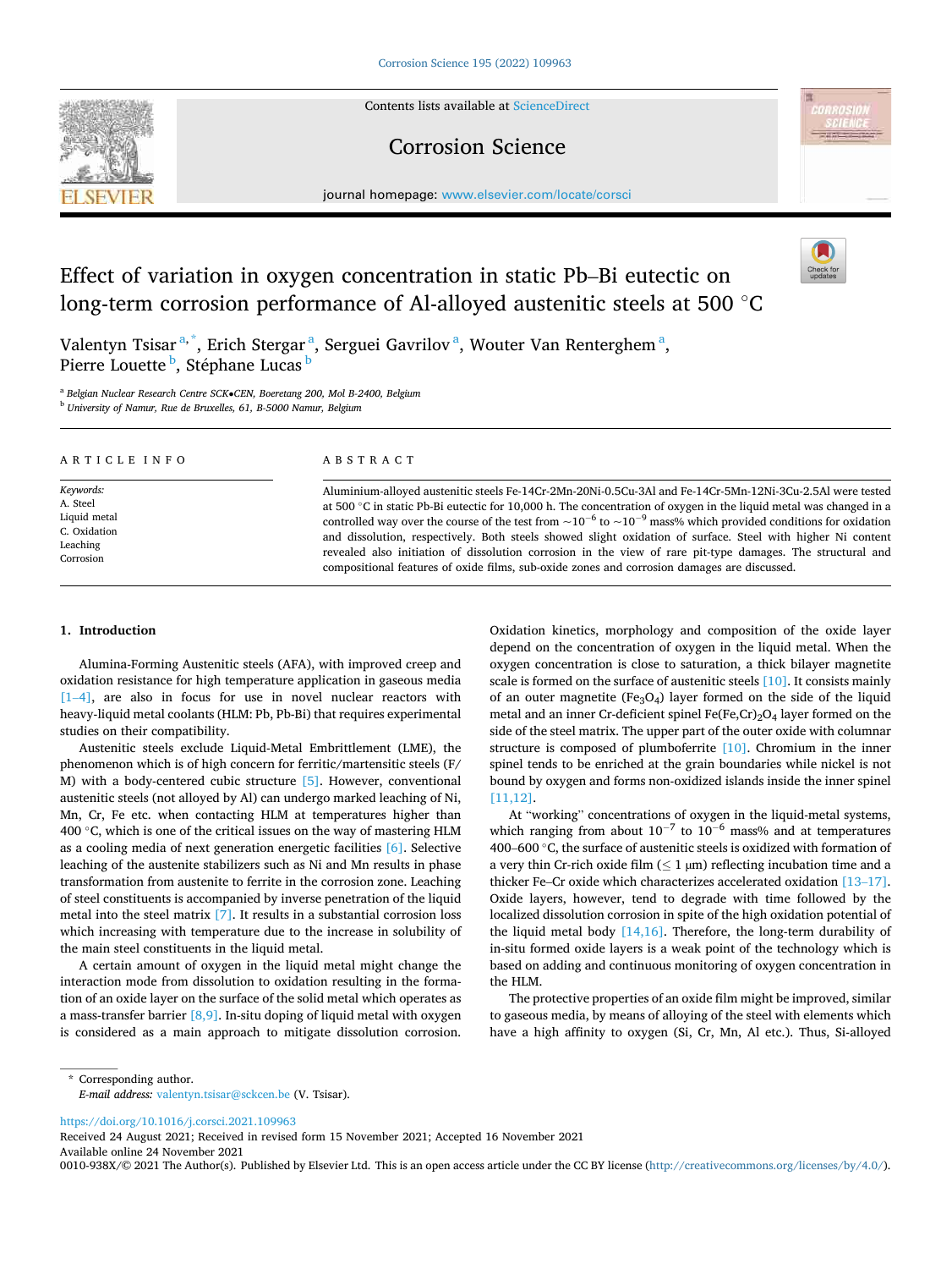# Effect of variation in oxygen concentration in static Pb–Bi eutectic on long-term corrosion performance of Al-alloyed austenitic steels at 500 °C

Valentyn Tsisar [a,*], Erich Stergar [a], Serguei Gavrilov [a], Wouter Van Renterghem [a], Pierre Louette [b], Stéphane Lucas [b]

[a] Belgian Nuclear Research Centre SCK•CEN, Boeretang 200, Mol B-2400, Belgium

[b] University of Namur, Rue de Bruxelles, 61, B-5000 Namur, Belgium

**ARTICLE INFO**

*Keywords:*
A. Steel
Liquid metal
C. Oxidation
Leaching
Corrosion

**ABSTRACT**

Aluminium-alloyed austenitic steels Fe-14Cr-2Mn-20Ni-0.5Cu-3Al and Fe-14Cr-5Mn-12Ni-3Cu-2.5Al were tested at 500 °C in static Pb-Bi eutectic for 10,000 h. The concentration of oxygen in the liquid metal was changed in a controlled way over the course of the test from $\sim 10^{-6}$ to $\sim 10^{-9}$ mass% which provided conditions for oxidation and dissolution, respectively. Both steels showed slight oxidation of surface. Steel with higher Ni content revealed also initiation of dissolution corrosion in the view of rare pit-type damages. The structural and compositional features of oxide films, sub-oxide zones and corrosion damages are discussed.

## 1. Introduction

Alumina-Forming Austenitic steels (AFA), with improved creep and oxidation resistance for high temperature application in gaseous media [1–4], are also in focus for use in novel nuclear reactors with heavy-liquid metal coolants (HLM: Pb, Pb-Bi) that requires experimental studies on their compatibility.

Austenitic steels exclude Liquid-Metal Embrittlement (LME), the phenomenon which is of high concern for ferritic/martensitic steels (F/M) with a body-centered cubic structure [5]. However, conventional austenitic steels (not alloyed by Al) can undergo marked leaching of Ni, Mn, Cr, Fe etc. when contacting HLM at temperatures higher than 400 °C, which is one of the critical issues on the way of mastering HLM as a cooling media of next generation energetic facilities [6]. Selective leaching of the austenite stabilizers such as Ni and Mn results in phase transformation from austenite to ferrite in the corrosion zone. Leaching of steel constituents is accompanied by inverse penetration of the liquid metal into the steel matrix [7]. It results in a substantial corrosion loss which increasing with temperature due to the increase in solubility of the main steel constituents in the liquid metal.

A certain amount of oxygen in the liquid metal might change the interaction mode from dissolution to oxidation resulting in the formation of an oxide layer on the surface of the solid metal which operates as a mass-transfer barrier [8,9]. In-situ doping of liquid metal with oxygen is considered as a main approach to mitigate dissolution corrosion. Oxidation kinetics, morphology and composition of the oxide layer depend on the concentration of oxygen in the liquid metal. When the oxygen concentration is close to saturation, a thick bilayer magnetite scale is formed on the surface of austenitic steels [10]. It consists mainly of an outer magnetite ($Fe_3O_4$) layer formed on the side of the liquid metal and an inner Cr-deficient spinel $Fe(Fe,Cr)_2O_4$ layer formed on the side of the steel matrix. The upper part of the outer oxide with columnar structure is composed of plumboferrite [10]. Chromium in the inner spinel tends to be enriched at the grain boundaries while nickel is not bound by oxygen and forms non-oxidized islands inside the inner spinel [11,12].

At "working" concentrations of oxygen in the liquid-metal systems, which ranging from about $10^{-7}$ to $10^{-6}$ mass% and at temperatures 400–600 °C, the surface of austenitic steels is oxidized with formation of a very thin Cr-rich oxide film (≤ 1 μm) reflecting incubation time and a thicker Fe–Cr oxide which characterizes accelerated oxidation [13–17]. Oxide layers, however, tend to degrade with time followed by the localized dissolution corrosion in spite of the high oxidation potential of the liquid metal body [14,16]. Therefore, the long-term durability of in-situ formed oxide layers is a weak point of the technology which is based on adding and continuous monitoring of oxygen concentration in the HLM.

The protective properties of an oxide film might be improved, similar to gaseous media, by means of alloying of the steel with elements which have a high affinity to oxygen (Si, Cr, Mn, Al etc.). Thus, Si-alloyed

\* Corresponding author.
*E-mail address:* valentyn.tsisar@sckcen.be (V. Tsisar).

https://doi.org/10.1016/j.corsci.2021.109963
Received 24 August 2021; Received in revised form 15 November 2021; Accepted 16 November 2021
Available online 24 November 2021
0010-938X/© 2021 The Author(s). Published by Elsevier Ltd. This is an open access article under the CC BY license (http://creativecommons.org/licenses/by/4.0/).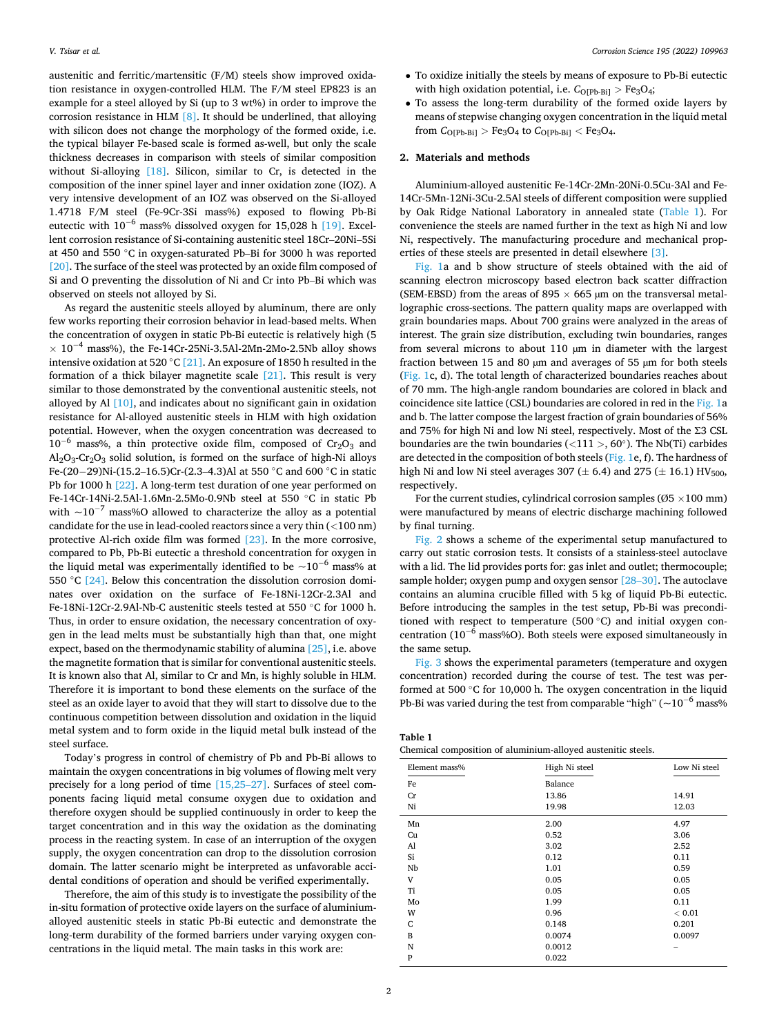austenitic and ferritic/martensitic (F/M) steels show improved oxidation resistance in oxygen-controlled HLM. The F/M steel EP823 is an example for a steel alloyed by Si (up to 3 wt%) in order to improve the corrosion resistance in HLM [8]. It should be underlined, that alloying with silicon does not change the morphology of the formed oxide, i.e. the typical bilayer Fe-based scale is formed as-well, but only the scale thickness decreases in comparison with steels of similar composition without Si-alloying [18]. Silicon, similar to Cr, is detected in the composition of the inner spinel layer and inner oxidation zone (IOZ). A very intensive development of an IOZ was observed on the Si-alloyed 1.4718 F/M steel (Fe-9Cr-3Si mass%) exposed to flowing Pb-Bi eutectic with $10^{-6}$ mass% dissolved oxygen for 15,028 h [19]. Excellent corrosion resistance of Si-containing austenitic steel 18Cr–20Ni–5Si at 450 and 550 °C in oxygen-saturated Pb–Bi for 3000 h was reported [20]. The surface of the steel was protected by an oxide film composed of Si and O preventing the dissolution of Ni and Cr into Pb–Bi which was observed on steels not alloyed by Si.

As regard the austenitic steels alloyed by aluminum, there are only few works reporting their corrosion behavior in lead-based melts. When the concentration of oxygen in static Pb-Bi eutectic is relatively high (5 × $10^{-4}$ mass%), the Fe-14Cr-25Ni-3.5Al-2Mn-2Mo-2.5Nb alloy shows intensive oxidation at 520 °C [21]. An exposure of 1850 h resulted in the formation of a thick bilayer magnetite scale [21]. This result is very similar to those demonstrated by the conventional austenitic steels, not alloyed by Al [10], and indicates about no significant gain in oxidation resistance for Al-alloyed austenitic steels in HLM with high oxidation potential. However, when the oxygen concentration was decreased to $10^{-6}$ mass%, a thin protective oxide film, composed of $Cr_2O_3$ and $Al_2O_3$-$Cr_2O_3$ solid solution, is formed on the surface of high-Ni alloys Fe-(20−29)Ni-(15.2–16.5)Cr-(2.3–4.3)Al at 550 °C and 600 °C in static Pb for 1000 h [22]. A long-term test duration of one year performed on Fe-14Cr-14Ni-2.5Al-1.6Mn-2.5Mo-0.9Nb steel at 550 °C in static Pb with ~$10^{-7}$ mass%O allowed to characterize the alloy as a potential candidate for the use in lead-cooled reactors since a very thin (<100 nm) protective Al-rich oxide film was formed [23]. In the more corrosive, compared to Pb, Pb-Bi eutectic a threshold concentration for oxygen in the liquid metal was experimentally identified to be ~$10^{-6}$ mass% at 550 °C [24]. Below this concentration the dissolution corrosion dominates over oxidation on the surface of Fe-18Ni-12Cr-2.3Al and Fe-18Ni-12Cr-2.9Al-Nb-C austenitic steels tested at 550 °C for 1000 h. Thus, in order to ensure oxidation, the necessary concentration of oxygen in the lead melts must be substantially high than that, one might expect, based on the thermodynamic stability of alumina [25], i.e. above the magnetite formation that is similar for conventional austenitic steels. It is known also that Al, similar to Cr and Mn, is highly soluble in HLM. Therefore it is important to bond these elements on the surface of the steel as an oxide layer to avoid that they will start to dissolve due to the continuous competition between dissolution and oxidation in the liquid metal system and to form oxide in the liquid metal bulk instead of the steel surface.

Today's progress in control of chemistry of Pb and Pb-Bi allows to maintain the oxygen concentrations in big volumes of flowing melt very precisely for a long period of time [15,25–27]. Surfaces of steel components facing liquid metal consume oxygen due to oxidation and therefore oxygen should be supplied continuously in order to keep the target concentration and in this way the oxidation as the dominating process in the reacting system. In case of an interruption of the oxygen supply, the oxygen concentration can drop to the dissolution corrosion domain. The latter scenario might be interpreted as unfavorable accidental conditions of operation and should be verified experimentally.

Therefore, the aim of this study is to investigate the possibility of the in-situ formation of protective oxide layers on the surface of aluminium-alloyed austenitic steels in static Pb-Bi eutectic and demonstrate the long-term durability of the formed barriers under varying oxygen concentrations in the liquid metal. The main tasks in this work are:

- To oxidize initially the steels by means of exposure to Pb-Bi eutectic with high oxidation potential, i.e. $C_{O[Pb\text{-}Bi]} > Fe_3O_4$;
- To assess the long-term durability of the formed oxide layers by means of stepwise changing oxygen concentration in the liquid metal from $C_{O[Pb\text{-}Bi]} > Fe_3O_4$ to $C_{O[Pb\text{-}Bi]} < Fe_3O_4$.

## 2. Materials and methods

Aluminium-alloyed austenitic Fe-14Cr-2Mn-20Ni-0.5Cu-3Al and Fe-14Cr-5Mn-12Ni-3Cu-2.5Al steels of different composition were supplied by Oak Ridge National Laboratory in annealed state (Table 1). For convenience the steels are named further in the text as high Ni and low Ni, respectively. The manufacturing procedure and mechanical properties of these steels are presented in detail elsewhere [3].

Fig. 1a and b show structure of steels obtained with the aid of scanning electron microscopy based electron back scatter diffraction (SEM-EBSD) from the areas of 895 × 665 μm on the transversal metallographic cross-sections. The pattern quality maps are overlapped with grain boundaries maps. About 700 grains were analyzed in the areas of interest. The grain size distribution, excluding twin boundaries, ranges from several microns to about 110 μm in diameter with the largest fraction between 15 and 80 μm and averages of 55 μm for both steels (Fig. 1c, d). The total length of characterized boundaries reaches about of 70 mm. The high-angle random boundaries are colored in black and coincidence site lattice (CSL) boundaries are colored in red in the Fig. 1a and b. The latter compose the largest fraction of grain boundaries of 56% and 75% for high Ni and low Ni steel, respectively. Most of the Σ3 CSL boundaries are the twin boundaries (<111 >, 60°). The Nb(Ti) carbides are detected in the composition of both steels (Fig. 1e, f). The hardness of high Ni and low Ni steel averages 307 (± 6.4) and 275 (± 16.1) $HV_{500}$, respectively.

For the current studies, cylindrical corrosion samples (Ø5 ×100 mm) were manufactured by means of electric discharge machining followed by final turning.

Fig. 2 shows a scheme of the experimental setup manufactured to carry out static corrosion tests. It consists of a stainless-steel autoclave with a lid. The lid provides ports for: gas inlet and outlet; thermocouple; sample holder; oxygen pump and oxygen sensor [28–30]. The autoclave contains an alumina crucible filled with 5 kg of liquid Pb-Bi eutectic. Before introducing the samples in the test setup, Pb-Bi was preconditioned with respect to temperature (500 °C) and initial oxygen concentration ($10^{-6}$ mass%O). Both steels were exposed simultaneously in the same setup.

Fig. 3 shows the experimental parameters (temperature and oxygen concentration) recorded during the course of test. The test was performed at 500 °C for 10,000 h. The oxygen concentration in the liquid Pb-Bi was varied during the test from comparable "high" (~$10^{-6}$ mass%

**Table 1**
Chemical composition of aluminium-alloyed austenitic steels.

| Element mass% | High Ni steel | Low Ni steel |
|---|---|---|
| Fe | Balance | |
| Cr | 13.86 | 14.91 |
| Ni | 19.98 | 12.03 |
| Mn | 2.00 | 4.97 |
| Cu | 0.52 | 3.06 |
| Al | 3.02 | 2.52 |
| Si | 0.12 | 0.11 |
| Nb | 1.01 | 0.59 |
| V | 0.05 | 0.05 |
| Ti | 0.05 | 0.05 |
| Mo | 1.99 | 0.11 |
| W | 0.96 | < 0.01 |
| C | 0.148 | 0.201 |
| B | 0.0074 | 0.0097 |
| N | 0.0012 | – |
| P | 0.022 | |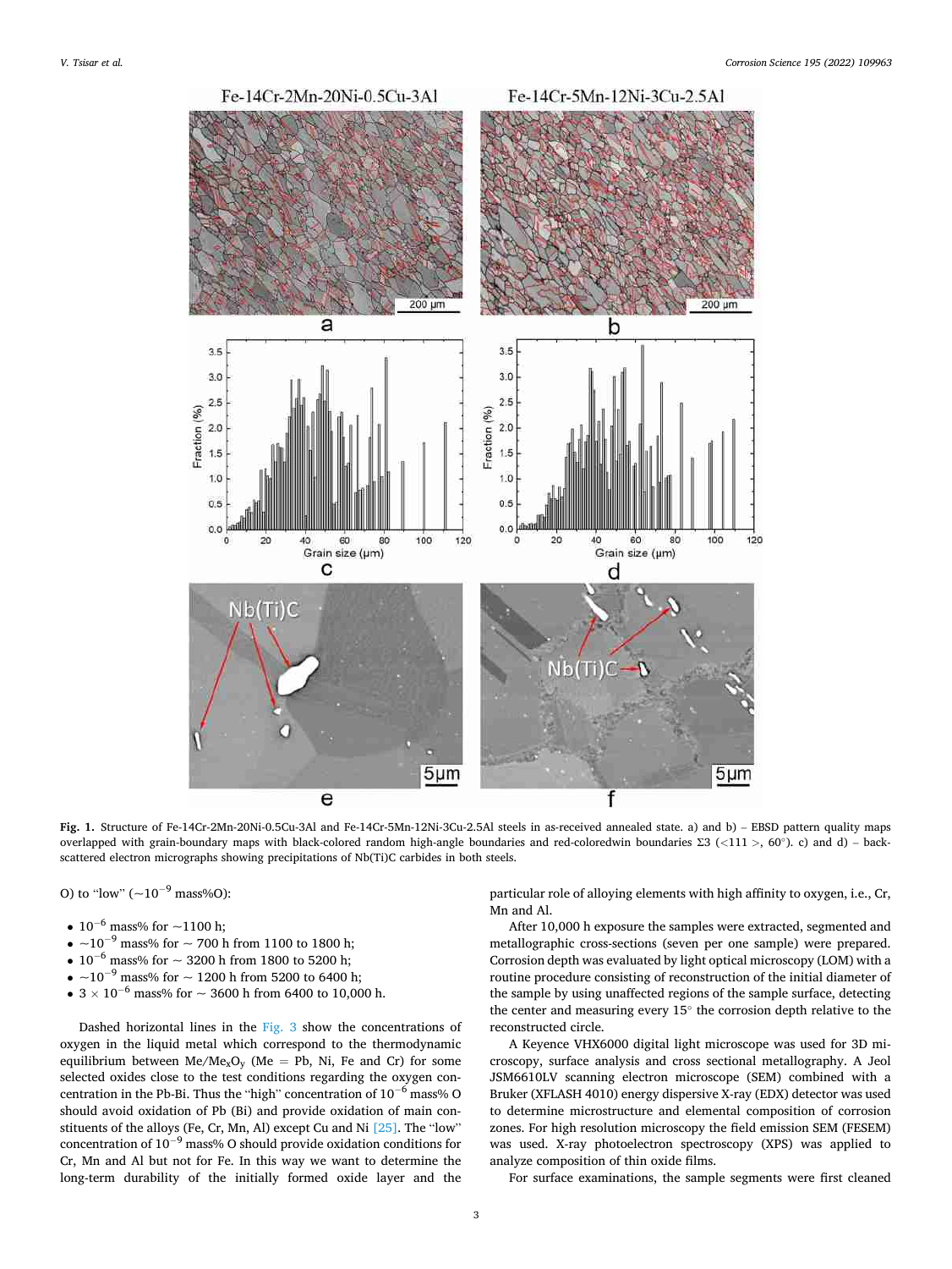**Fig. 1.** Structure of Fe-14Cr-2Mn-20Ni-0.5Cu-3Al and Fe-14Cr-5Mn-12Ni-3Cu-2.5Al steels in as-received annealed state. a) and b) – EBSD pattern quality maps overlapped with grain-boundary maps with black-colored random high-angle boundaries and red-coloredwin boundaries Σ3 (<111 >, 60°). c) and d) – back-scattered electron micrographs showing precipitations of Nb(Ti)C carbides in both steels.

O) to "low" (~$10^{-9}$ mass%O):

- $10^{-6}$ mass% for ~1100 h;
- ~$10^{-9}$ mass% for ~ 700 h from 1100 to 1800 h;
- $10^{-6}$ mass% for ~ 3200 h from 1800 to 5200 h;
- ~$10^{-9}$ mass% for ~ 1200 h from 5200 to 6400 h;
- $3 \times 10^{-6}$ mass% for ~ 3600 h from 6400 to 10,000 h.

Dashed horizontal lines in the Fig. 3 show the concentrations of oxygen in the liquid metal which correspond to the thermodynamic equilibrium between $Me/Me_xO_y$ (Me = Pb, Ni, Fe and Cr) for some selected oxides close to the test conditions regarding the oxygen concentration in the Pb-Bi. Thus the "high" concentration of $10^{-6}$ mass% O should avoid oxidation of Pb (Bi) and provide oxidation of main constituents of the alloys (Fe, Cr, Mn, Al) except Cu and Ni [25]. The "low" concentration of $10^{-9}$ mass% O should provide oxidation conditions for Cr, Mn and Al but not for Fe. In this way we want to determine the long-term durability of the initially formed oxide layer and the particular role of alloying elements with high affinity to oxygen, i.e., Cr, Mn and Al.

After 10,000 h exposure the samples were extracted, segmented and metallographic cross-sections (seven per one sample) were prepared. Corrosion depth was evaluated by light optical microscopy (LOM) with a routine procedure consisting of reconstruction of the initial diameter of the sample by using unaffected regions of the sample surface, detecting the center and measuring every 15° the corrosion depth relative to the reconstructed circle.

A Keyence VHX6000 digital light microscope was used for 3D microscopy, surface analysis and cross sectional metallography. A Jeol JSM6610LV scanning electron microscope (SEM) combined with a Bruker (XFLASH 4010) energy dispersive X-ray (EDX) detector was used to determine microstructure and elemental composition of corrosion zones. For high resolution microscopy the field emission SEM (FESEM) was used. X-ray photoelectron spectroscopy (XPS) was applied to analyze composition of thin oxide films.

For surface examinations, the sample segments were first cleaned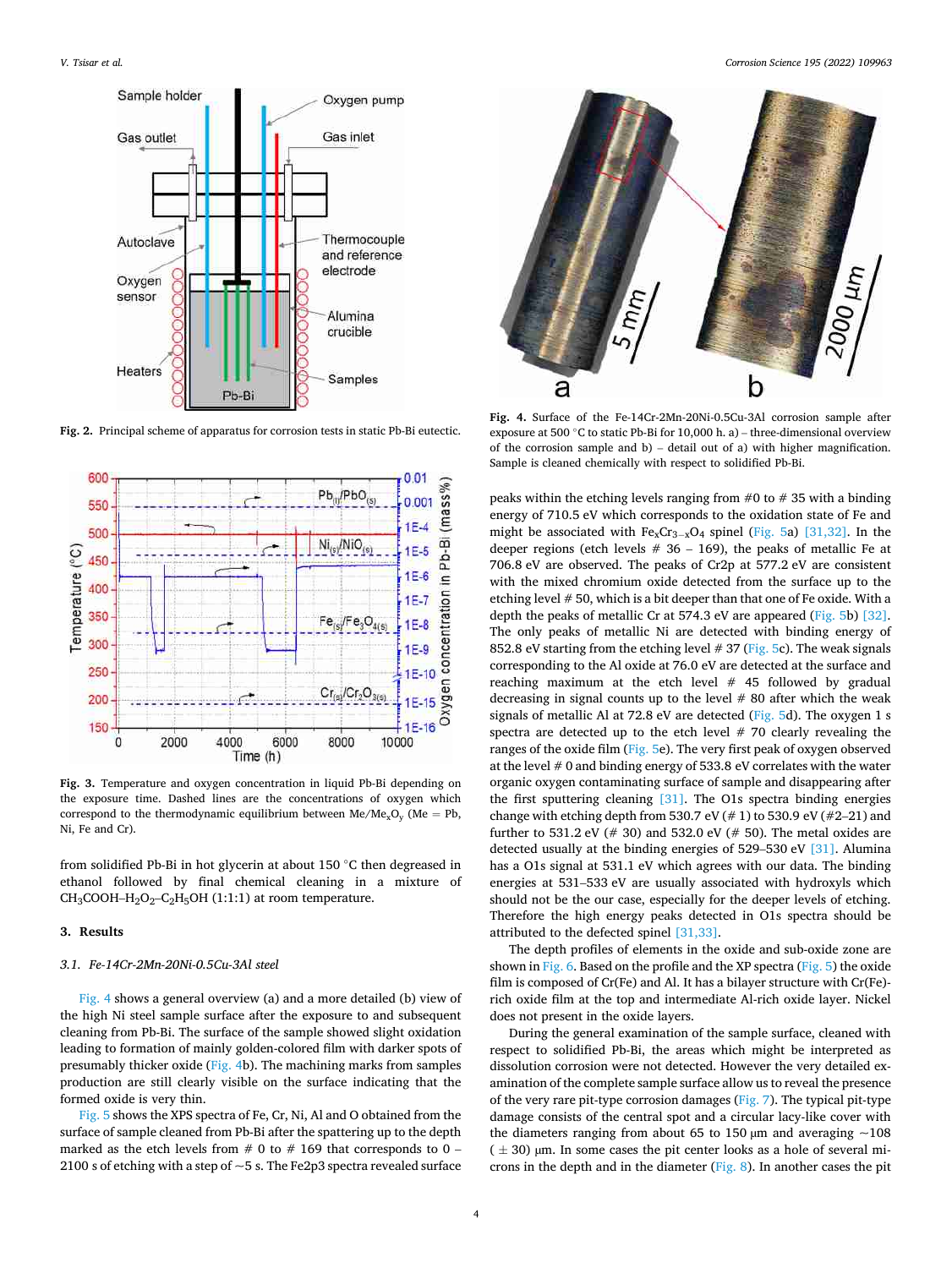Fig. 2. Principal scheme of apparatus for corrosion tests in static Pb-Bi eutectic.

Fig. 3. Temperature and oxygen concentration in liquid Pb-Bi depending on the exposure time. Dashed lines are the concentrations of oxygen which correspond to the thermodynamic equilibrium between $Me/Me_xO_y$ (Me = Pb, Ni, Fe and Cr).

from solidified Pb-Bi in hot glycerin at about 150 °C then degreased in ethanol followed by final chemical cleaning in a mixture of $CH_3COOH$–$H_2O_2$–$C_2H_5OH$ (1:1:1) at room temperature.

## 3. Results

### 3.1. Fe-14Cr-2Mn-20Ni-0.5Cu-3Al steel

Fig. 4 shows a general overview (a) and a more detailed (b) view of the high Ni steel sample surface after the exposure to and subsequent cleaning from Pb-Bi. The surface of the sample showed slight oxidation leading to formation of mainly golden-colored film with darker spots of presumably thicker oxide (Fig. 4b). The machining marks from samples production are still clearly visible on the surface indicating that the formed oxide is very thin.

Fig. 5 shows the XPS spectra of Fe, Cr, Ni, Al and O obtained from the surface of sample cleaned from Pb-Bi after the spattering up to the depth marked as the etch levels from # 0 to # 169 that corresponds to 0 – 2100 s of etching with a step of ~5 s. The Fe2p3 spectra revealed surface

Fig. 4. Surface of the Fe-14Cr-2Mn-20Ni-0.5Cu-3Al corrosion sample after exposure at 500 °C to static Pb-Bi for 10,000 h. a) – three-dimensional overview of the corrosion sample and b) – detail out of a) with higher magnification. Sample is cleaned chemically with respect to solidified Pb-Bi.

peaks within the etching levels ranging from #0 to # 35 with a binding energy of 710.5 eV which corresponds to the oxidation state of Fe and might be associated with $Fe_xCr_{3-x}O_4$ spinel (Fig. 5a) [31,32]. In the deeper regions (etch levels # 36 – 169), the peaks of metallic Fe at 706.8 eV are observed. The peaks of Cr2p at 577.2 eV are consistent with the mixed chromium oxide detected from the surface up to the etching level # 50, which is a bit deeper than that one of Fe oxide. With a depth the peaks of metallic Cr at 574.3 eV are appeared (Fig. 5b) [32]. The only peaks of metallic Ni are detected with binding energy of 852.8 eV starting from the etching level # 37 (Fig. 5c). The weak signals corresponding to the Al oxide at 76.0 eV are detected at the surface and reaching maximum at the etch level # 45 followed by gradual decreasing in signal counts up to the level # 80 after which the weak signals of metallic Al at 72.8 eV are detected (Fig. 5d). The oxygen 1 s spectra are detected up to the etch level # 70 clearly revealing the ranges of the oxide film (Fig. 5e). The very first peak of oxygen observed at the level # 0 and binding energy of 533.8 eV correlates with the water organic oxygen contaminating surface of sample and disappearing after the first sputtering cleaning [31]. The O1s spectra binding energies change with etching depth from 530.7 eV (# 1) to 530.9 eV (#2–21) and further to 531.2 eV (# 30) and 532.0 eV (# 50). The metal oxides are detected usually at the binding energies of 529–530 eV [31]. Alumina has a O1s signal at 531.1 eV which agrees with our data. The binding energies at 531–533 eV are usually associated with hydroxyls which should not be the our case, especially for the deeper levels of etching. Therefore the high energy peaks detected in O1s spectra should be attributed to the defected spinel [31,33].

The depth profiles of elements in the oxide and sub-oxide zone are shown in Fig. 6. Based on the profile and the XP spectra (Fig. 5) the oxide film is composed of Cr(Fe) and Al. It has a bilayer structure with Cr(Fe)-rich oxide film at the top and intermediate Al-rich oxide layer. Nickel does not present in the oxide layers.

During the general examination of the sample surface, cleaned with respect to solidified Pb-Bi, the areas which might be interpreted as dissolution corrosion were not detected. However the very detailed examination of the complete sample surface allow us to reveal the presence of the very rare pit-type corrosion damages (Fig. 7). The typical pit-type damage consists of the central spot and a circular lacy-like cover with the diameters ranging from about 65 to 150 μm and averaging ~108 (± 30) μm. In some cases the pit center looks as a hole of several microns in the depth and in the diameter (Fig. 8). In another cases the pit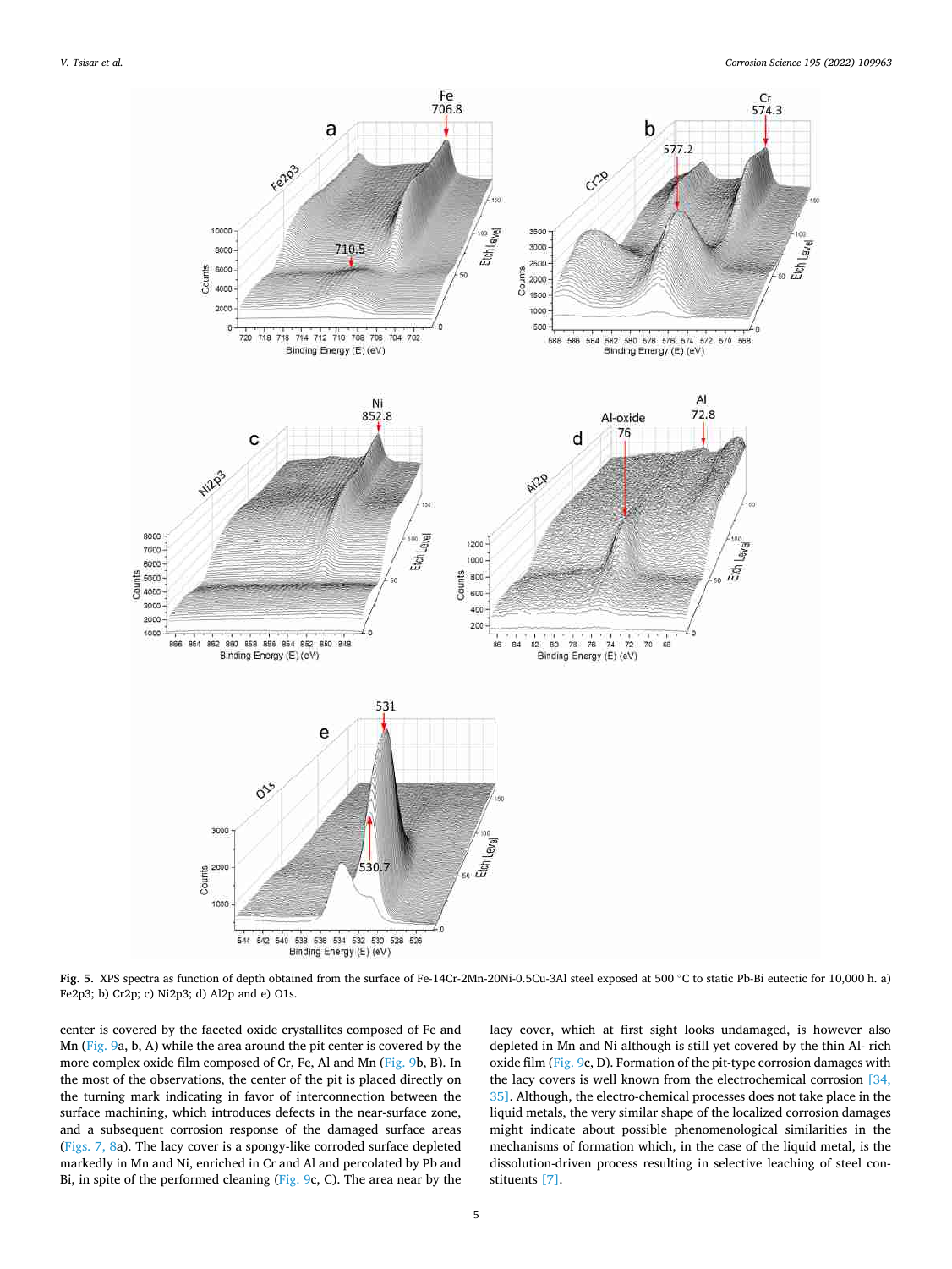**Fig. 5.** XPS spectra as function of depth obtained from the surface of Fe-14Cr-2Mn-20Ni-0.5Cu-3Al steel exposed at 500 °C to static Pb-Bi eutectic for 10,000 h. a) Fe2p3; b) Cr2p; c) Ni2p3; d) Al2p and e) O1s.

center is covered by the faceted oxide crystallites composed of Fe and Mn (Fig. 9a, b, A) while the area around the pit center is covered by the more complex oxide film composed of Cr, Fe, Al and Mn (Fig. 9b, B). In the most of the observations, the center of the pit is placed directly on the turning mark indicating in favor of interconnection between the surface machining, which introduces defects in the near-surface zone, and a subsequent corrosion response of the damaged surface areas (Figs. 7, 8a). The lacy cover is a spongy-like corroded surface depleted markedly in Mn and Ni, enriched in Cr and Al and percolated by Pb and Bi, in spite of the performed cleaning (Fig. 9c, C). The area near by the lacy cover, which at first sight looks undamaged, is however also depleted in Mn and Ni although is still yet covered by the thin Al- rich oxide film (Fig. 9c, D). Formation of the pit-type corrosion damages with the lacy covers is well known from the electrochemical corrosion [34, 35]. Although, the electro-chemical processes does not take place in the liquid metals, the very similar shape of the localized corrosion damages might indicate about possible phenomenological similarities in the mechanisms of formation which, in the case of the liquid metal, is the dissolution-driven process resulting in selective leaching of steel constituents [7].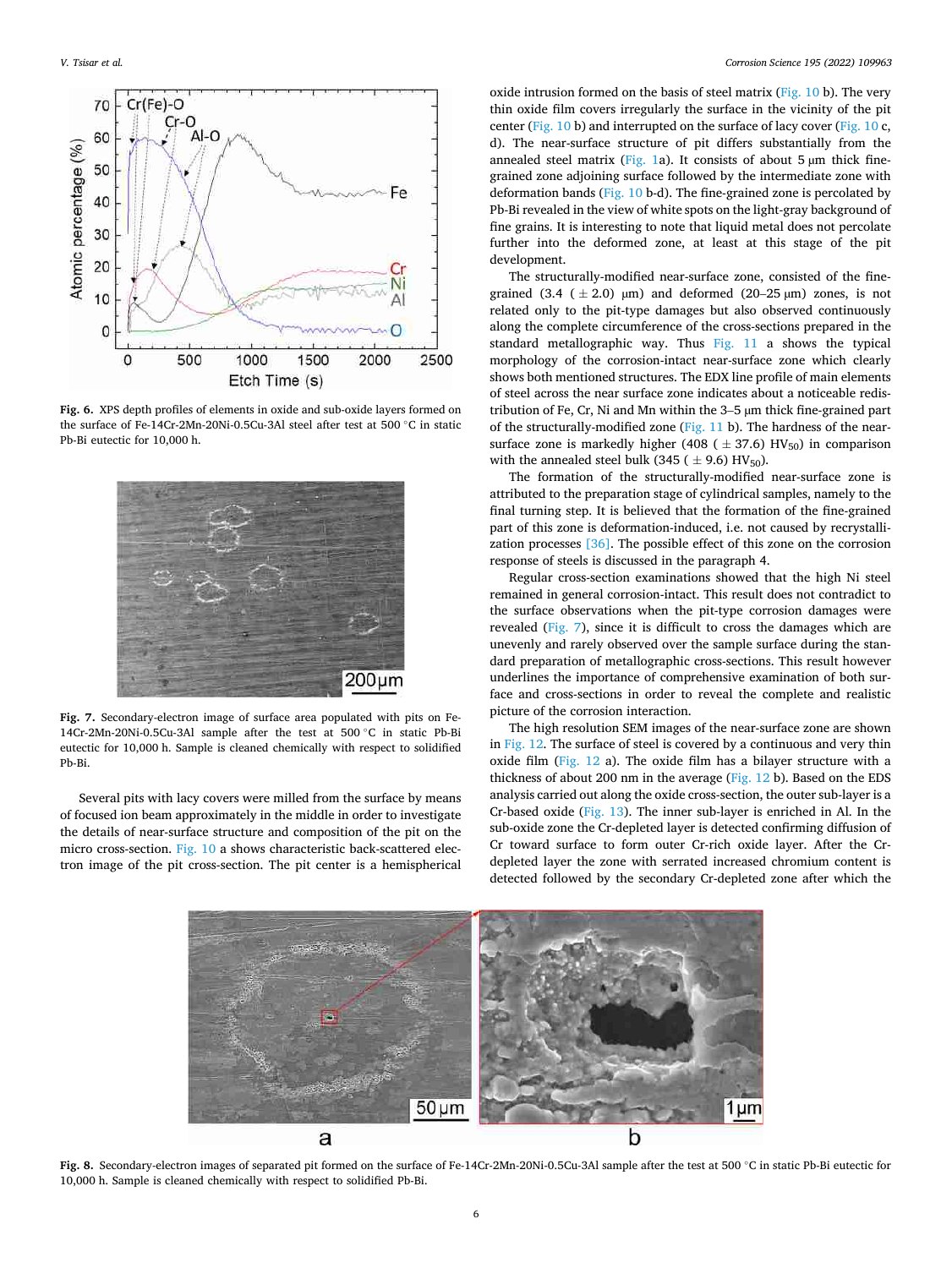Fig. 6. XPS depth profiles of elements in oxide and sub-oxide layers formed on the surface of Fe-14Cr-2Mn-20Ni-0.5Cu-3Al steel after test at 500 °C in static Pb-Bi eutectic for 10,000 h.

Fig. 7. Secondary-electron image of surface area populated with pits on Fe-14Cr-2Mn-20Ni-0.5Cu-3Al sample after the test at 500 °C in static Pb-Bi eutectic for 10,000 h. Sample is cleaned chemically with respect to solidified Pb-Bi.

Several pits with lacy covers were milled from the surface by means of focused ion beam approximately in the middle in order to investigate the details of near-surface structure and composition of the pit on the micro cross-section. Fig. 10 a shows characteristic back-scattered electron image of the pit cross-section. The pit center is a hemispherical oxide intrusion formed on the basis of steel matrix (Fig. 10 b). The very thin oxide film covers irregularly the surface in the vicinity of the pit center (Fig. 10 b) and interrupted on the surface of lacy cover (Fig. 10 c, d). The near-surface structure of pit differs substantially from the annealed steel matrix (Fig. 1a). It consists of about 5 μm thick fine-grained zone adjoining surface followed by the intermediate zone with deformation bands (Fig. 10 b-d). The fine-grained zone is percolated by Pb-Bi revealed in the view of white spots on the light-gray background of fine grains. It is interesting to note that liquid metal does not percolate further into the deformed zone, at least at this stage of the pit development.

The structurally-modified near-surface zone, consisted of the fine-grained (3.4 (± 2.0) μm) and deformed (20–25 μm) zones, is not related only to the pit-type damages but also observed continuously along the complete circumference of the cross-sections prepared in the standard metallographic way. Thus Fig. 11 a shows the typical morphology of the corrosion-intact near-surface zone which clearly shows both mentioned structures. The EDX line profile of main elements of steel across the near surface zone indicates about a noticeable redistribution of Fe, Cr, Ni and Mn within the 3–5 μm thick fine-grained part of the structurally-modified zone (Fig. 11 b). The hardness of the near-surface zone is markedly higher (408 (± 37.6) $HV_{50}$) in comparison with the annealed steel bulk (345 (± 9.6) $HV_{50}$).

The formation of the structurally-modified near-surface zone is attributed to the preparation stage of cylindrical samples, namely to the final turning step. It is believed that the formation of the fine-grained part of this zone is deformation-induced, i.e. not caused by recrystallization processes [36]. The possible effect of this zone on the corrosion response of steels is discussed in the paragraph 4.

Regular cross-section examinations showed that the high Ni steel remained in general corrosion-intact. This result does not contradict to the surface observations when the pit-type corrosion damages were revealed (Fig. 7), since it is difficult to cross the damages which are unevenly and rarely observed over the sample surface during the standard preparation of metallographic cross-sections. This result however underlines the importance of comprehensive examination of both surface and cross-sections in order to reveal the complete and realistic picture of the corrosion interaction.

The high resolution SEM images of the near-surface zone are shown in Fig. 12. The surface of steel is covered by a continuous and very thin oxide film (Fig. 12 a). The oxide film has a bilayer structure with a thickness of about 200 nm in the average (Fig. 12 b). Based on the EDS analysis carried out along the oxide cross-section, the outer sub-layer is a Cr-based oxide (Fig. 13). The inner sub-layer is enriched in Al. In the sub-oxide zone the Cr-depleted layer is detected confirming diffusion of Cr toward surface to form outer Cr-rich oxide layer. After the Cr-depleted layer the zone with serrated increased chromium content is detected followed by the secondary Cr-depleted zone after which the

Fig. 8. Secondary-electron images of separated pit formed on the surface of Fe-14Cr-2Mn-20Ni-0.5Cu-3Al sample after the test at 500 °C in static Pb-Bi eutectic for 10,000 h. Sample is cleaned chemically with respect to solidified Pb-Bi.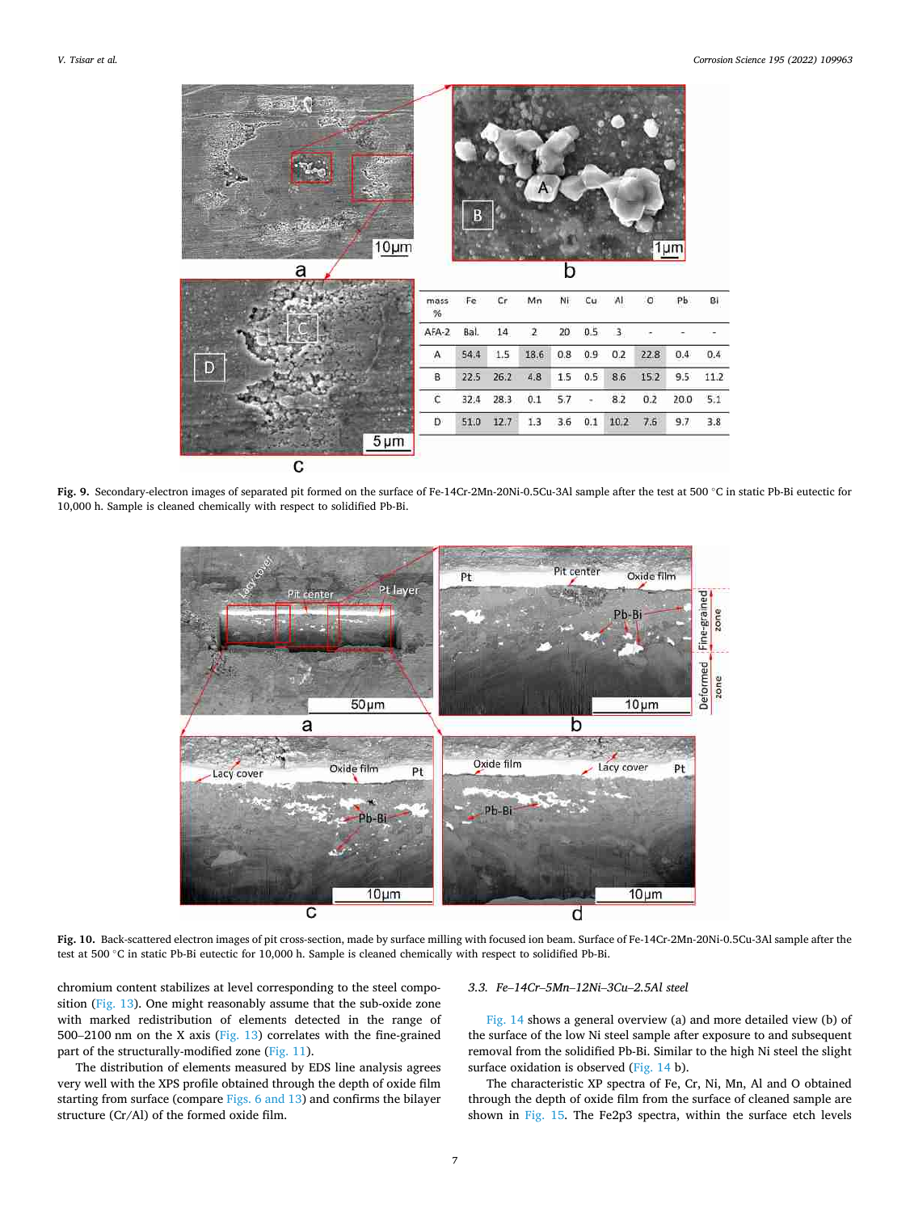| mass % | Fe | Cr | Mn | Ni | Cu | Al | O | Pb | Bi |
|---|---|---|---|---|---|---|---|---|---|
| AFA-2 | Bal. | 14 | 2 | 20 | 0.5 | 3 | - | - | - |
| A | 54.4 | 1.5 | 18.6 | 0.8 | 0.9 | 0.2 | 22.8 | 0.4 | 0.4 |
| B | 22.5 | 26.2 | 4.8 | 1.5 | 0.5 | 8.6 | 15.2 | 9.5 | 11.2 |
| C | 32.4 | 28.3 | 0.1 | 5.7 | - | 8.2 | 0.2 | 20.0 | 5.1 |
| D | 51.0 | 12.7 | 1.3 | 3.6 | 0.1 | 10.2 | 7.6 | 9.7 | 3.8 |

**Fig. 9.** Secondary-electron images of separated pit formed on the surface of Fe-14Cr-2Mn-20Ni-0.5Cu-3Al sample after the test at 500 °C in static Pb-Bi eutectic for 10,000 h. Sample is cleaned chemically with respect to solidified Pb-Bi.

**Fig. 10.** Back-scattered electron images of pit cross-section, made by surface milling with focused ion beam. Surface of Fe-14Cr-2Mn-20Ni-0.5Cu-3Al sample after the test at 500 °C in static Pb-Bi eutectic for 10,000 h. Sample is cleaned chemically with respect to solidified Pb-Bi.

chromium content stabilizes at level corresponding to the steel composition (Fig. 13). One might reasonably assume that the sub-oxide zone with marked redistribution of elements detected in the range of 500–2100 nm on the X axis (Fig. 13) correlates with the fine-grained part of the structurally-modified zone (Fig. 11).

The distribution of elements measured by EDS line analysis agrees very well with the XPS profile obtained through the depth of oxide film starting from surface (compare Figs. 6 and 13) and confirms the bilayer structure (Cr/Al) of the formed oxide film.

### 3.3. Fe–14Cr–5Mn–12Ni–3Cu–2.5Al steel

Fig. 14 shows a general overview (a) and more detailed view (b) of the surface of the low Ni steel sample after exposure to and subsequent removal from the solidified Pb-Bi. Similar to the high Ni steel the slight surface oxidation is observed (Fig. 14 b).

The characteristic XP spectra of Fe, Cr, Ni, Mn, Al and O obtained through the depth of oxide film from the surface of cleaned sample are shown in Fig. 15. The Fe2p3 spectra, within the surface etch levels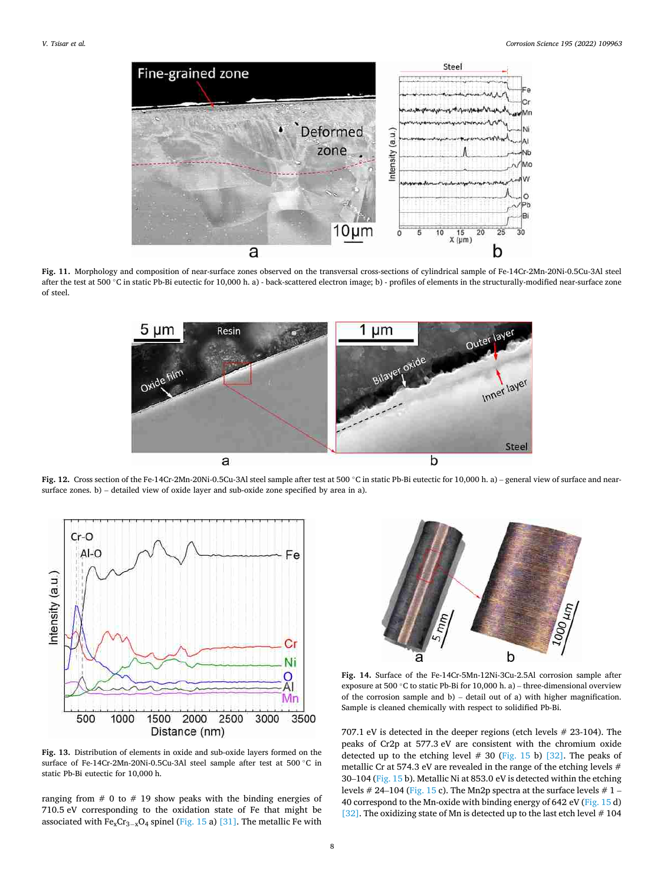Fig. 11. Morphology and composition of near-surface zones observed on the transversal cross-sections of cylindrical sample of Fe-14Cr-2Mn-20Ni-0.5Cu-3Al steel after the test at 500 °C in static Pb-Bi eutectic for 10,000 h. a) - back-scattered electron image; b) - profiles of elements in the structurally-modified near-surface zone of steel.

Fig. 12. Cross section of the Fe-14Cr-2Mn-20Ni-0.5Cu-3Al steel sample after test at 500 °C in static Pb-Bi eutectic for 10,000 h. a) – general view of surface and near-surface zones. b) – detailed view of oxide layer and sub-oxide zone specified by area in a).

Fig. 13. Distribution of elements in oxide and sub-oxide layers formed on the surface of Fe-14Cr-2Mn-20Ni-0.5Cu-3Al steel sample after test at 500 °C in static Pb-Bi eutectic for 10,000 h.

Fig. 14. Surface of the Fe-14Cr-5Mn-12Ni-3Cu-2.5Al corrosion sample after exposure at 500 °C to static Pb-Bi for 10,000 h. a) – three-dimensional overview of the corrosion sample and b) – detail out of a) with higher magnification. Sample is cleaned chemically with respect to solidified Pb-Bi.

ranging from # 0 to # 19 show peaks with the binding energies of 710.5 eV corresponding to the oxidation state of Fe that might be associated with $Fe_xCr_{3-x}O_4$ spinel (Fig. 15 a) [31]. The metallic Fe with 707.1 eV is detected in the deeper regions (etch levels # 23-104). The peaks of Cr2p at 577.3 eV are consistent with the chromium oxide detected up to the etching level # 30 (Fig. 15 b) [32]. The peaks of metallic Cr at 574.3 eV are revealed in the range of the etching levels # 30–104 (Fig. 15 b). Metallic Ni at 853.0 eV is detected within the etching levels # 24–104 (Fig. 15 c). The Mn2p spectra at the surface levels # 1 – 40 correspond to the Mn-oxide with binding energy of 642 eV (Fig. 15 d) [32]. The oxidizing state of Mn is detected up to the last etch level # 104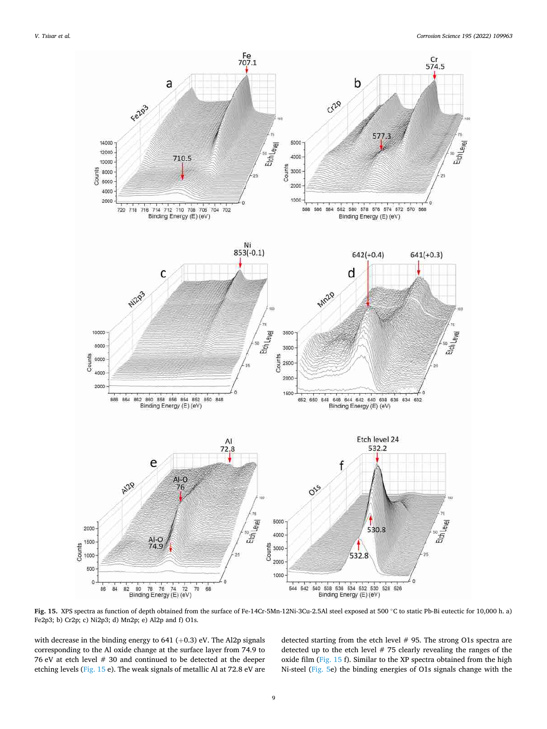**Fig. 15.** XPS spectra as function of depth obtained from the surface of Fe-14Cr-5Mn-12Ni-3Cu-2.5Al steel exposed at 500 °C to static Pb-Bi eutectic for 10,000 h. a) Fe2p3; b) Cr2p; c) Ni2p3; d) Mn2p; e) Al2p and f) O1s.

with decrease in the binding energy to 641 (+0.3) eV. The Al2p signals corresponding to the Al oxide change at the surface layer from 74.9 to 76 eV at etch level # 30 and continued to be detected at the deeper etching levels (Fig. 15 e). The weak signals of metallic Al at 72.8 eV are detected starting from the etch level # 95. The strong O1s spectra are detected up to the etch level # 75 clearly revealing the ranges of the oxide film (Fig. 15 f). Similar to the XP spectra obtained from the high Ni-steel (Fig. 5e) the binding energies of O1s signals change with the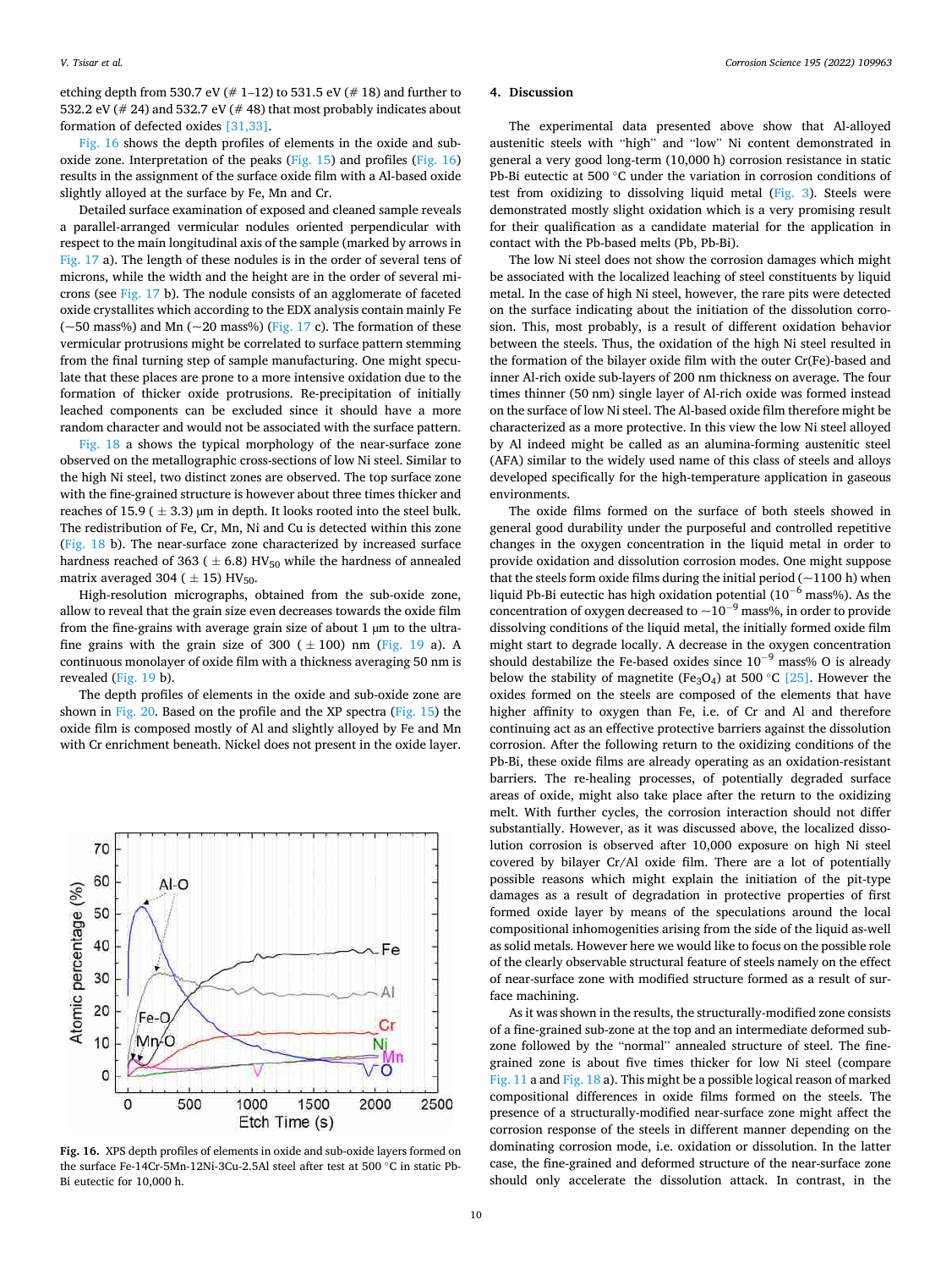etching depth from 530.7 eV (# 1–12) to 531.5 eV (# 18) and further to 532.2 eV (# 24) and 532.7 eV (# 48) that most probably indicates about formation of defected oxides [31,33].

Fig. 16 shows the depth profiles of elements in the oxide and sub-oxide zone. Interpretation of the peaks (Fig. 15) and profiles (Fig. 16) results in the assignment of the surface oxide film with a Al-based oxide slightly alloyed at the surface by Fe, Mn and Cr.

Detailed surface examination of exposed and cleaned sample reveals a parallel-arranged vermicular nodules oriented perpendicular with respect to the main longitudinal axis of the sample (marked by arrows in Fig. 17 a). The length of these nodules is in the order of several tens of microns, while the width and the height are in the order of several microns (see Fig. 17 b). The nodule consists of an agglomerate of faceted oxide crystallites which according to the EDX analysis contain mainly Fe (~50 mass%) and Mn (~20 mass%) (Fig. 17 c). The formation of these vermicular protrusions might be correlated to surface pattern stemming from the final turning step of sample manufacturing. One might speculate that these places are prone to a more intensive oxidation due to the formation of thicker oxide protrusions. Re-precipitation of initially leached components can be excluded since it should have a more random character and would not be associated with the surface pattern.

Fig. 18 a shows the typical morphology of the near-surface zone observed on the metallographic cross-sections of low Ni steel. Similar to the high Ni steel, two distinct zones are observed. The top surface zone with the fine-grained structure is however about three times thicker and reaches of 15.9 ( ± 3.3) μm in depth. It looks rooted into the steel bulk. The redistribution of Fe, Cr, Mn, Ni and Cu is detected within this zone (Fig. 18 b). The near-surface zone characterized by increased surface hardness reached of 363 ( ± 6.8) $HV_{50}$ while the hardness of annealed matrix averaged 304 ( ± 15) $HV_{50}$.

High-resolution micrographs, obtained from the sub-oxide zone, allow to reveal that the grain size even decreases towards the oxide film from the fine-grains with average grain size of about 1 μm to the ultra-fine grains with the grain size of 300 ( ± 100) nm (Fig. 19 a). A continuous monolayer of oxide film with a thickness averaging 50 nm is revealed (Fig. 19 b).

The depth profiles of elements in the oxide and sub-oxide zone are shown in Fig. 20. Based on the profile and the XP spectra (Fig. 15) the oxide film is composed mostly of Al and slightly alloyed by Fe and Mn with Cr enrichment beneath. Nickel does not present in the oxide layer.

Fig. 16. XPS depth profiles of elements in oxide and sub-oxide layers formed on the surface Fe-14Cr-5Mn-12Ni-3Cu-2.5Al steel after test at 500 °C in static Pb-Bi eutectic for 10,000 h.

## 4. Discussion

The experimental data presented above show that Al-alloyed austenitic steels with “high” and “low” Ni content demonstrated in general a very good long-term (10,000 h) corrosion resistance in static Pb-Bi eutectic at 500 °C under the variation in corrosion conditions of test from oxidizing to dissolving liquid metal (Fig. 3). Steels were demonstrated mostly slight oxidation which is a very promising result for their qualification as a candidate material for the application in contact with the Pb-based melts (Pb, Pb-Bi).

The low Ni steel does not show the corrosion damages which might be associated with the localized leaching of steel constituents by liquid metal. In the case of high Ni steel, however, the rare pits were detected on the surface indicating about the initiation of the dissolution corrosion. This, most probably, is a result of different oxidation behavior between the steels. Thus, the oxidation of the high Ni steel resulted in the formation of the bilayer oxide film with the outer Cr(Fe)-based and inner Al-rich oxide sub-layers of 200 nm thickness on average. The four times thinner (50 nm) single layer of Al-rich oxide was formed instead on the surface of low Ni steel. The Al-based oxide film therefore might be characterized as a more protective. In this view the low Ni steel alloyed by Al indeed might be called as an alumina-forming austenitic steel (AFA) similar to the widely used name of this class of steels and alloys developed specifically for the high-temperature application in gaseous environments.

The oxide films formed on the surface of both steels showed in general good durability under the purposeful and controlled repetitive changes in the oxygen concentration in the liquid metal in order to provide oxidation and dissolution corrosion modes. One might suppose that the steels form oxide films during the initial period (~1100 h) when liquid Pb-Bi eutectic has high oxidation potential ($10^{-6}$ mass%). As the concentration of oxygen decreased to ~$10^{-9}$ mass%, in order to provide dissolving conditions of the liquid metal, the initially formed oxide film might start to degrade locally. A decrease in the oxygen concentration should destabilize the Fe-based oxides since $10^{-9}$ mass% O is already below the stability of magnetite ($Fe_3O_4$) at 500 °C [25]. However the oxides formed on the steels are composed of the elements that have higher affinity to oxygen than Fe, i.e. of Cr and Al and therefore continuing act as an effective protective barriers against the dissolution corrosion. After the following return to the oxidizing conditions of the Pb-Bi, these oxide films are already operating as an oxidation-resistant barriers. The re-healing processes, of potentially degraded surface areas of oxide, might also take place after the return to the oxidizing melt. With further cycles, the corrosion interaction should not differ substantially. However, as it was discussed above, the localized dissolution corrosion is observed after 10,000 exposure on high Ni steel covered by bilayer Cr/Al oxide film. There are a lot of potentially possible reasons which might explain the initiation of the pit-type damages as a result of degradation in protective properties of first formed oxide layer by means of the speculations around the local compositional inhomogeneities arising from the side of the liquid as-well as solid metals. However here we would like to focus on the possible role of the clearly observable structural feature of steels namely on the effect of near-surface zone with modified structure formed as a result of surface machining.

As it was shown in the results, the structurally-modified zone consists of a fine-grained sub-zone at the top and an intermediate deformed sub-zone followed by the “normal” annealed structure of steel. The fine-grained zone is about five times thicker for low Ni steel (compare Fig. 11 a and Fig. 18 a). This might be a possible logical reason of marked compositional differences in oxide films formed on the steels. The presence of a structurally-modified near-surface zone might affect the corrosion response of the steels in different manner depending on the dominating corrosion mode, i.e. oxidation or dissolution. In the latter case, the fine-grained and deformed structure of the near-surface zone should only accelerate the dissolution attack. In contrast, in the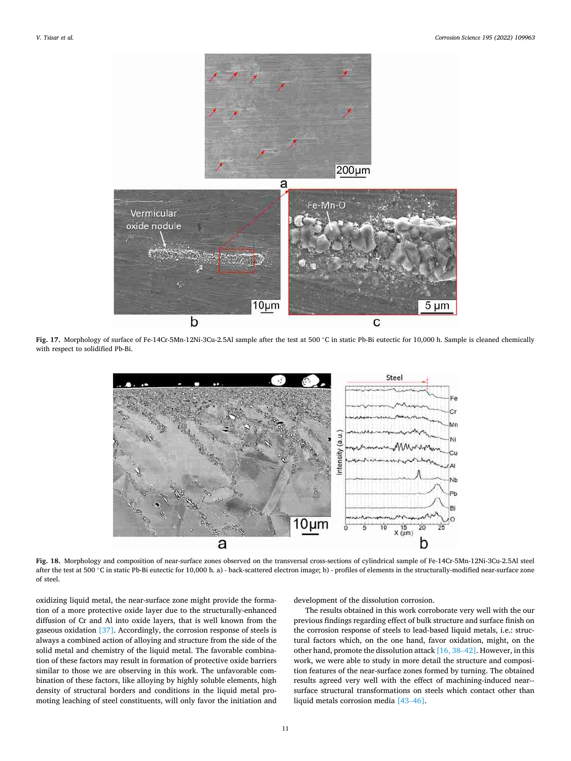Fig. 17. Morphology of surface of Fe-14Cr-5Mn-12Ni-3Cu-2.5Al sample after the test at 500 °C in static Pb-Bi eutectic for 10,000 h. Sample is cleaned chemically with respect to solidified Pb-Bi.

Fig. 18. Morphology and composition of near-surface zones observed on the transversal cross-sections of cylindrical sample of Fe-14Cr-5Mn-12Ni-3Cu-2.5Al steel after the test at 500 °C in static Pb-Bi eutectic for 10,000 h. a) - back-scattered electron image; b) - profiles of elements in the structurally-modified near-surface zone of steel.

oxidizing liquid metal, the near-surface zone might provide the formation of a more protective oxide layer due to the structurally-enhanced diffusion of Cr and Al into oxide layers, that is well known from the gaseous oxidation [37]. Accordingly, the corrosion response of steels is always a combined action of alloying and structure from the side of the solid metal and chemistry of the liquid metal. The favorable combination of these factors may result in formation of protective oxide barriers similar to those we are observing in this work. The unfavorable combination of these factors, like alloying by highly soluble elements, high density of structural borders and conditions in the liquid metal promoting leaching of steel constituents, will only favor the initiation and development of the dissolution corrosion.

The results obtained in this work corroborate very well with the our previous findings regarding effect of bulk structure and surface finish on the corrosion response of steels to lead-based liquid metals, i.e.: structural factors which, on the one hand, favor oxidation, might, on the other hand, promote the dissolution attack [16, 38–42]. However, in this work, we were able to study in more detail the structure and composition features of the near-surface zones formed by turning. The obtained results agreed very well with the effect of machining-induced near-surface structural transformations on steels which contact other than liquid metals corrosion media [43–46].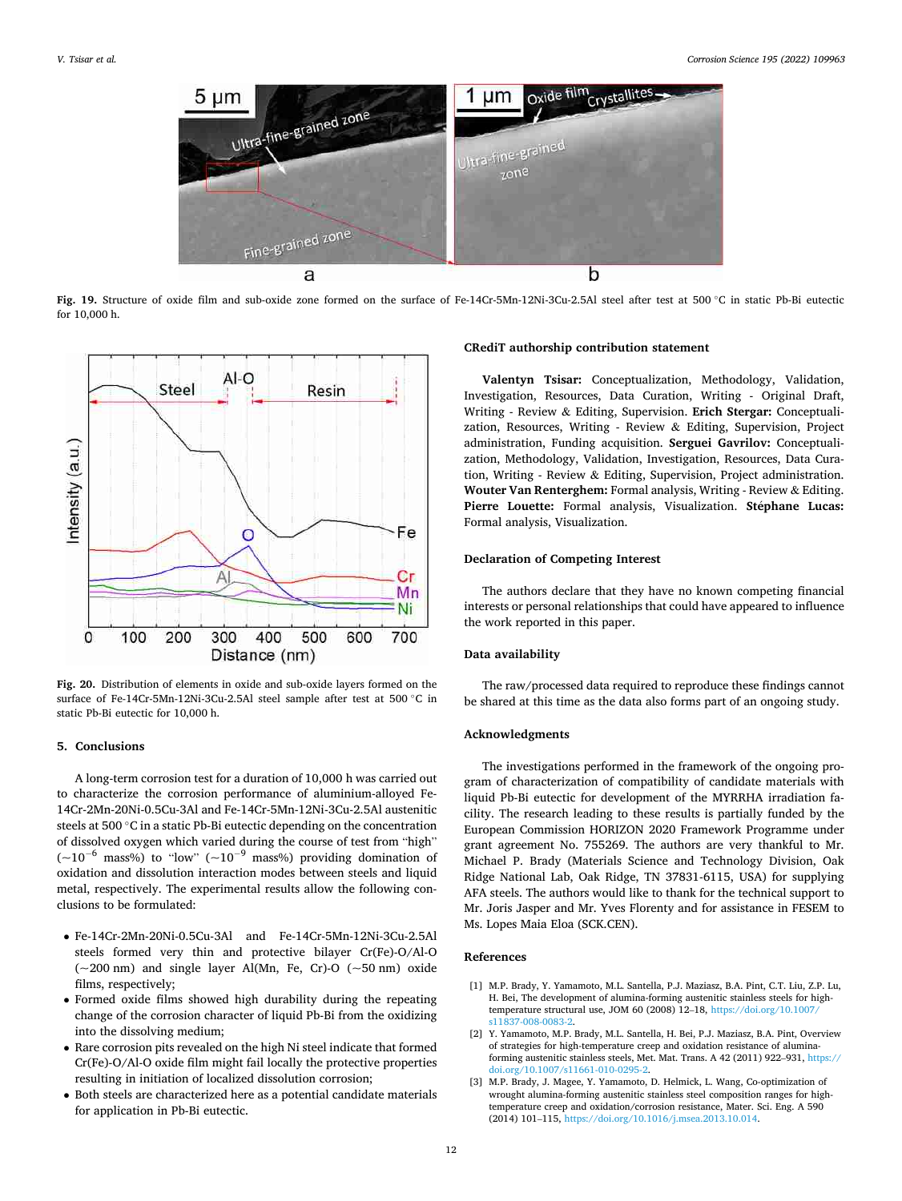Fig. 19. Structure of oxide film and sub-oxide zone formed on the surface of Fe-14Cr-5Mn-12Ni-3Cu-2.5Al steel after test at 500 °C in static Pb-Bi eutectic for 10,000 h.

Fig. 20. Distribution of elements in oxide and sub-oxide layers formed on the surface of Fe-14Cr-5Mn-12Ni-3Cu-2.5Al steel sample after test at 500 °C in static Pb-Bi eutectic for 10,000 h.

## 5. Conclusions

A long-term corrosion test for a duration of 10,000 h was carried out to characterize the corrosion performance of aluminium-alloyed Fe-14Cr-2Mn-20Ni-0.5Cu-3Al and Fe-14Cr-5Mn-12Ni-3Cu-2.5Al austenitic steels at 500 °C in a static Pb-Bi eutectic depending on the concentration of dissolved oxygen which varied during the course of test from "high" ($\sim 10^{-6}$ mass%) to "low" ($\sim 10^{-9}$ mass%) providing domination of oxidation and dissolution interaction modes between steels and liquid metal, respectively. The experimental results allow the following conclusions to be formulated:

- Fe-14Cr-2Mn-20Ni-0.5Cu-3Al and Fe-14Cr-5Mn-12Ni-3Cu-2.5Al steels formed very thin and protective bilayer Cr(Fe)-O/Al-O (~200 nm) and single layer Al(Mn, Fe, Cr)-O (~50 nm) oxide films, respectively;
- Formed oxide films showed high durability during the repeating change of the corrosion character of liquid Pb-Bi from the oxidizing into the dissolving medium;
- Rare corrosion pits revealed on the high Ni steel indicate that formed Cr(Fe)-O/Al-O oxide film might fail locally the protective properties resulting in initiation of localized dissolution corrosion;
- Both steels are characterized here as a potential candidate materials for application in Pb-Bi eutectic.

## CRediT authorship contribution statement

**Valentyn Tsisar:** Conceptualization, Methodology, Validation, Investigation, Resources, Data Curation, Writing - Original Draft, Writing - Review & Editing, Supervision. **Erich Stergar:** Conceptualization, Resources, Writing - Review & Editing, Supervision, Project administration, Funding acquisition. **Serguei Gavrilov:** Conceptualization, Methodology, Validation, Investigation, Resources, Data Curation, Writing - Review & Editing, Supervision, Project administration. **Wouter Van Renterghem:** Formal analysis, Writing - Review & Editing. **Pierre Louette:** Formal analysis, Visualization. **Stéphane Lucas:** Formal analysis, Visualization.

## Declaration of Competing Interest

The authors declare that they have no known competing financial interests or personal relationships that could have appeared to influence the work reported in this paper.

## Data availability

The raw/processed data required to reproduce these findings cannot be shared at this time as the data also forms part of an ongoing study.

## Acknowledgments

The investigations performed in the framework of the ongoing program of characterization of compatibility of candidate materials with liquid Pb-Bi eutectic for development of the MYRRHA irradiation facility. The research leading to these results is partially funded by the European Commission HORIZON 2020 Framework Programme under grant agreement No. 755269. The authors are very thankful to Mr. Michael P. Brady (Materials Science and Technology Division, Oak Ridge National Lab, Oak Ridge, TN 37831-6115, USA) for supplying AFA steels. The authors would like to thank for the technical support to Mr. Joris Jasper and Mr. Yves Florenty and for assistance in FESEM to Ms. Lopes Maia Eloa (SCK.CEN).

## References

[1] M.P. Brady, Y. Yamamoto, M.L. Santella, P.J. Maziasz, B.A. Pint, C.T. Liu, Z.P. Lu, H. Bei, The development of alumina-forming austenitic stainless steels for high-temperature structural use, JOM 60 (2008) 12–18, https://doi.org/10.1007/s11837-008-0083-2.

[2] Y. Yamamoto, M.P. Brady, M.L. Santella, H. Bei, P.J. Maziasz, B.A. Pint, Overview of strategies for high-temperature creep and oxidation resistance of alumina-forming austenitic stainless steels, Met. Mat. Trans. A 42 (2011) 922–931, https://doi.org/10.1007/s11661-010-0295-2.

[3] M.P. Brady, Y. Yamamoto, J. Magee, Y. Helmick, L. Wang, Co-optimization of wrought alumina-forming austenitic stainless steel composition ranges for high-temperature creep and oxidation/corrosion resistance, Mater. Sci. Eng. A 590 (2014) 101–115, https://doi.org/10.1016/j.msea.2013.10.014.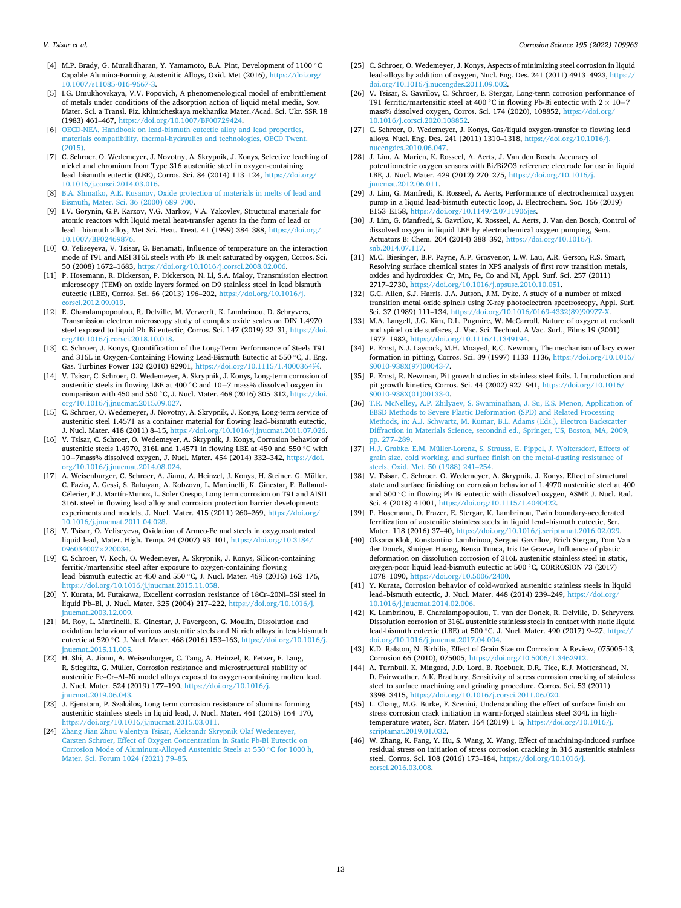[4] M.P. Brady, G. Muralidharan, Y. Yamamoto, B.A. Pint, Development of 1100 °C Capable Alumina-Forming Austenitic Alloys, Oxid. Met (2016), https://doi.org/10.1007/s11085-016-9667-3.

[5] I.G. Dmukhovskaya, V.V. Popovich, A phenomenological model of embrittlement of metals under conditions of the adsorption action of liquid metal media, Sov. Mater. Sci. a Transl. Fiz. khimicheskaya mekhanika Mater./Acad. Sci. Ukr. SSR 18 (1983) 461–467, https://doi.org/10.1007/BF00729424.

[6] OECD-NEA, Handbook on lead-bismuth eutectic alloy and lead properties, materials compatibility, thermal-hydraulics and technologies, OECD Twent. (2015).

[7] C. Schroer, O. Wedemeyer, J. Novotny, A. Skrypnik, J. Konys, Selective leaching of nickel and chromium from Type 316 austenitic steel in oxygen-containing lead–bismuth eutectic (LBE), Corros. Sci. 84 (2014) 113–124, https://doi.org/10.1016/j.corsci.2014.03.016.

[8] B.A. Shmatko, A.E. Rusanov, Oxide protection of materials in melts of lead and Bismuth, Mater. Sci. 36 (2000) 689–700.

[9] I.V. Gorynin, G.P. Karzov, V.G. Markov, V.A. Yakovlev, Structural materials for atomic reactors with liquid metal heat-transfer agents in the form of lead or lead—bismuth alloy, Met Sci. Heat. Treat. 41 (1999) 384–388, https://doi.org/10.1007/BF02469876.

[10] O. Yeliseyeva, V. Tsisar, G. Benamati, Influence of temperature on the interaction mode of T91 and AISI 316L steels with Pb–Bi melt saturated by oxygen, Corros. Sci. 50 (2008) 1672–1683, https://doi.org/10.1016/j.corsci.2008.02.006.

[11] P. Hosemann, R. Dickerson, P. Dickerson, N. Li, S.A. Maloy, Transmission electron microscopy (TEM) on oxide layers formed on D9 stainless steel in lead bismuth eutectic (LBE), Corros. Sci. 66 (2013) 196–202, https://doi.org/10.1016/j.corsci.2012.09.019.

[12] E. Charalampopoulou, R. Delville, M. Verwerft, K. Lambrinou, D. Schryvers, Transmission electron microscopy study of complex oxide scales on DIN 1.4970 steel exposed to liquid Pb–Bi eutectic, Corros. Sci. 147 (2019) 22–31, https://doi.org/10.1016/j.corsci.2018.10.018.

[13] C. Schroer, J. Konys, Quantification of the Long-Term Performance of Steels T91 and 316L in Oxygen-Containing Flowing Lead-Bismuth Eutectic at 550 °C, J. Eng. Gas. Turbines Power 132 (2010) 82901, https://doi.org/10.1115/1.4000364ɣ.

[14] V. Tsisar, C. Schroer, O. Wedemeyer, A. Skrypnik, J. Konys, Long-term corrosion of austenitic steels in flowing LBE at 400 °C and 10−7 mass% dissolved oxygen in comparison with 450 and 550 °C, J. Nucl. Mater. 468 (2016) 305–312, https://doi.org/10.1016/j.jnucmat.2015.09.027.

[15] C. Schroer, O. Wedemeyer, J. Novotny, A. Skrypnik, J. Konys, Long-term service of austenitic steel 1.4571 as a container material for flowing lead–bismuth eutectic, J. Nucl. Mater. 418 (2011) 8–15, https://doi.org/10.1016/j.jnucmat.2011.07.026.

[16] V. Tsisar, C. Schroer, O. Wedemeyer, A. Skrypnik, J. Konys, Corrosion behavior of austenitic steels 1.4970, 316L and 1.4571 in flowing LBE at 450 and 550 °C with 10−7mass% dissolved oxygen, J. Nucl. Mater. 454 (2014) 332–342, https://doi.org/10.1016/j.jnucmat.2014.08.024.

[17] A. Weisenburger, C. Schroer, A. Jianu, A. Heinzel, J. Konys, H. Steiner, G. Müller, C. Fazio, A. Gessi, S. Babayan, A. Kobzova, L. Martinelli, K. Ginestar, F. Balbaud-Célerier, F.J. Martín-Muñoz, L. Soler Crespo, Long term corrosion on T91 and AISI1 316L steel in flowing lead alloy and corrosion protection barrier development: experiments and models, J. Nucl. Mater. 415 (2011) 260–269, https://doi.org/10.1016/j.jnucmat.2011.04.028.

[18] V. Tsisar, O. Yeliseyeva, Oxidation of Armco-Fe and steels in oxygensaturated liquid lead, Mater. High. Temp. 24 (2007) 93–101, https://doi.org/10.3184/096034007×220034.

[19] C. Schroer, V. Koch, O. Wedemeyer, A. Skrypnik, J. Konys, Silicon-containing ferritic/martensitic steel after exposure to oxygen-containing flowing lead–bismuth eutectic at 450 and 550 °C, J. Nucl. Mater. 469 (2016) 162–176, https://doi.org/10.1016/j.jnucmat.2015.11.058.

[20] Y. Kurata, M. Futakawa, Excellent corrosion resistance of 18Cr–20Ni–5Si steel in liquid Pb–Bi, J. Nucl. Mater. 325 (2004) 217–222, https://doi.org/10.1016/j.jnucmat.2003.12.009.

[21] M. Roy, L. Martinelli, K. Ginestar, J. Favergeon, G. Moulin, Dissolution and oxidation behaviour of various austenitic steels and Ni rich alloys in lead-bismuth eutectic at 520 °C, J. Nucl. Mater. 468 (2016) 153–163, https://doi.org/10.1016/j.jnucmat.2015.11.005.

[22] H. Shi, A. Jianu, A. Weisenburger, C. Tang, A. Heinzel, R. Fetzer, F. Lang, R. Stieglitz, G. Müller, Corrosion resistance and microstructural stability of austenitic Fe–Cr–Al–Ni model alloys exposed to oxygen-containing molten lead, J. Nucl. Mater. 524 (2019) 177–190, https://doi.org/10.1016/j.jnucmat.2019.06.043.

[23] J. Ejenstam, P. Szakálos, Long term corrosion resistance of alumina forming austenitic stainless steels in liquid lead, J. Nucl. Mater. 461 (2015) 164–170, https://doi.org/10.1016/j.jnucmat.2015.03.011.

[24] Zhang Jian Zhou Tsisar, Valentyn Tsisar, Aleksandr Skrypnik Olaf Wedemeyer, Carsten Schroer, Effect of Oxygen Concentration in Static Pb-Bi Eutectic on Corrosion Mode of Aluminum-Alloyed Austenitic Steels at 550 °C for 1000 h, Mater. Sci. Forum 1024 (2021) 79–85.

[25] C. Schroer, O. Wedemeyer, J. Konys, Aspects of minimizing steel corrosion in liquid lead-alloys by addition of oxygen, Nucl. Eng. Des. 241 (2011) 4913–4923, https://doi.org/10.1016/j.nucengdes.2011.09.002.

[26] V. Tsisar, S. Gavrilov, C. Schroer, E. Stergar, Long-term corrosion performance of T91 ferritic/martensitic steel at 400 °C in flowing Pb-Bi eutectic with 2 × 10−7 mass% dissolved oxygen, Corros. Sci. 174 (2020), 108852, https://doi.org/10.1016/j.corsci.2020.108852.

[27] C. Schroer, O. Wedemeyer, J. Konys, Gas/liquid oxygen-transfer to flowing lead alloys, Nucl. Eng. Des. 241 (2011) 1310–1318, https://doi.org/10.1016/j.nucengdes.2010.06.047.

[28] J. Lim, A. Mariën, K. Rosseel, A. Aerts, J. Van den Bosch, Accuracy of potentiometric oxygen sensors with Bi/Bi2O3 reference electrode for use in liquid LBE, J. Nucl. Mater. 429 (2012) 270–275, https://doi.org/10.1016/j.jnucmat.2012.06.011.

[29] J. Lim, G. Manfredi, K. Rosseel, A. Aerts, Performance of electrochemical oxygen pump in a liquid lead-bismuth eutectic loop, J. Electrochem. Soc. 166 (2019) E153–E158, https://doi.org/10.1149/2.0711906jes.

[30] J. Lim, G. Manfredi, S. Gavrilov, K. Rosseel, A. Aerts, J. Van den Bosch, Control of dissolved oxygen in liquid LBE by electrochemical oxygen pumping, Sens. Actuators B: Chem. 204 (2014) 388–392, https://doi.org/10.1016/j.snb.2014.07.117.

[31] M.C. Biesinger, B.P. Payne, A.P. Grosvenor, L.W. Lau, A.R. Gerson, R.S. Smart, Resolving surface chemical states in XPS analysis of first row transition metals, oxides and hydroxides: Cr, Mn, Fe, Co and Ni, Appl. Surf. Sci. 257 (2011) 2717–2730, https://doi.org/10.1016/j.apsusc.2010.10.051.

[32] G.C. Allen, S.J. Harris, J.A. Jutson, J.M. Dyke, A study of a number of mixed transition metal oxide spinels using X-ray photoelectron spectroscopy, Appl. Surf. Sci. 37 (1989) 111–134, https://doi.org/10.1016/0169-4332(89)90977-X.

[33] M.A. Langell, J.G. Kim, D.L. Pugmire, W. McCarroll, Nature of oxygen at rocksalt and spinel oxide surfaces, J. Vac. Sci. Technol. A Vac. Surf., Films 19 (2001) 1977–1982, https://doi.org/10.1116/1.1349194.

[34] P. Ernst, N.J. Laycock, M.H. Moayed, R.C. Newman, The mechanism of lacy cover formation in pitting, Corros. Sci. 39 (1997) 1133–1136, https://doi.org/10.1016/S0010-938X(97)00043-7.

[35] P. Ernst, R. Newman, Pit growth studies in stainless steel foils. I. Introduction and pit growth kinetics, Corros. Sci. 44 (2002) 927–941, https://doi.org/10.1016/S0010-938X(01)00133-0.

[36] T.R. McNelley, A.P. Zhilyaev, S. Swaminathan, J. Su, E.S. Menon, Application of EBSD Methods to Severe Plastic Deformation (SPD) and Related Processing Methods, in: A.J. Schwartz, M. Kumar, B.L. Adams (Eds.), Electron Backscatter Diffraction in Materials Science, secondnd ed., Springer, US, Boston, MA, 2009, pp. 277–289.

[37] H.J. Grabke, E.M. Müller-Lorenz, S. Strauss, E. Pippel, J. Woltersdorf, Effects of grain size, cold working, and surface finish on the metal-dusting resistance of steels, Oxid. Met. 50 (1988) 241–254.

[38] V. Tsisar, C. Schroer, O. Wedemeyer, A. Skrypnik, J. Konys, Effect of structural state and surface finishing on corrosion behavior of 1.4970 austenitic steel at 400 and 500 °C in flowing Pb–Bi eutectic with dissolved oxygen, ASME J. Nucl. Rad. Sci. 4 (2018) 41001, https://doi.org/10.1115/1.4040422.

[39] P. Hosemann, D. Frazer, E. Stergar, K. Lambrinou, Twin boundary-accelerated ferritization of austenitic stainless steels in liquid lead–bismuth eutectic, Scr. Mater. 118 (2016) 37–40, https://doi.org/10.1016/j.scriptamat.2016.02.029.

[40] Oksana Klok, Konstantina Lambrinou, Serguei Gavrilov, Erich Stergar, Tom Van der Donck, Shuigen Huang, Bensu Tunca, Iris De Graeve, Influence of plastic deformation on dissolution corrosion of 316L austenitic stainless steel in static, oxygen-poor liquid lead-bismuth eutectic at 500 °C, CORROSION 73 (2017) 1078–1090, https://doi.org/10.5006/2400.

[41] Y. Kurata, Corrosion behavior of cold-worked austenitic stainless steels in liquid lead–bismuth eutectic, J. Nucl. Mater. 448 (2014) 239–249, https://doi.org/10.1016/j.jnucmat.2014.02.006.

[42] K. Lambrinou, E. Charalampopoulou, T. van der Donck, R. Delville, D. Schryvers, Dissolution corrosion of 316L austenitic stainless steels in contact with static liquid lead-bismuth eutectic (LBE) at 500 °C, J. Nucl. Mater. 490 (2017) 9–27, https://doi.org/10.1016/j.jnucmat.2017.04.004.

[43] K.D. Ralston, N. Birbilis, Effect of Grain Size on Corrosion: A Review, 075005-13, Corrosion 66 (2010), 075005, https://doi.org/10.5006/1.3462912.

[44] A. Turnbull, K. Mingard, J.D. Lord, B. Roebuck, D.R. Tice, K.J. Mottershead, N. D. Fairweather, A.K. Bradbury, Sensitivity of stress corrosion cracking of stainless steel to surface machining and grinding procedure, Corros. Sci. 53 (2011) 3398–3415, https://doi.org/10.1016/j.corsci.2011.06.020.

[45] L. Chang, M.G. Burke, F. Scenini, Understanding the effect of surface finish on stress corrosion crack initiation in warm-forged stainless steel 304L in high-temperature water, Scr. Mater. 164 (2019) 1–5, https://doi.org/10.1016/j.scriptamat.2019.01.032.

[46] W. Zhang, K. Fang, Y. Hu, S. Wang, X. Wang, Effect of machining-induced surface residual stress on initiation of stress corrosion cracking in 316 austenitic stainless steel, Corros. Sci. 108 (2016) 173–184, https://doi.org/10.1016/j.corsci.2016.03.008.